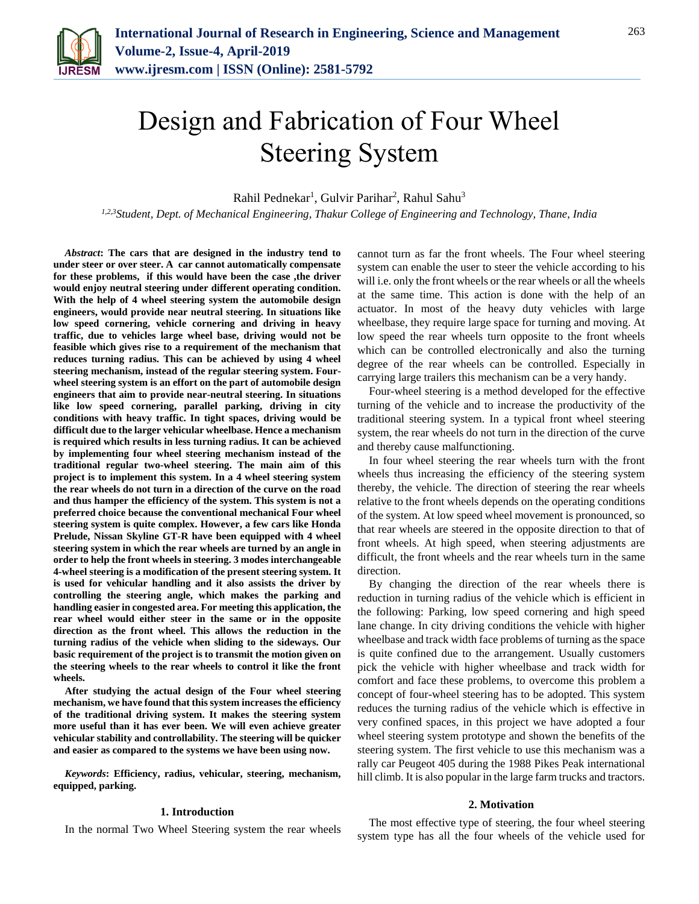# Design and Fabrication of Four Wheel Steering System

Rahil Pednekar[1], Gulvir Parihar[2], Rahul Sahu[3]

[1,2,3]*Student, Dept. of Mechanical Engineering, Thakur College of Engineering and Technology, Thane, India*

***Abstract*: The cars that are designed in the industry tend to under steer or over steer. A car cannot automatically compensate for these problems, if this would have been the case ,the driver would enjoy neutral steering under different operating condition. With the help of 4 wheel steering system the automobile design engineers, would provide near neutral steering. In situations like low speed cornering, vehicle cornering and driving in heavy traffic, due to vehicles large wheel base, driving would not be feasible which gives rise to a requirement of the mechanism that reduces turning radius. This can be achieved by using 4 wheel steering mechanism, instead of the regular steering system. Four-wheel steering system is an effort on the part of automobile design engineers that aim to provide near-neutral steering. In situations like low speed cornering, parallel parking, driving in city conditions with heavy traffic. In tight spaces, driving would be difficult due to the larger vehicular wheelbase. Hence a mechanism is required which results in less turning radius. It can be achieved by implementing four wheel steering mechanism instead of the traditional regular two-wheel steering. The main aim of this project is to implement this system. In a 4 wheel steering system the rear wheels do not turn in a direction of the curve on the road and thus hamper the efficiency of the system. This system is not a preferred choice because the conventional mechanical Four wheel steering system is quite complex. However, a few cars like Honda Prelude, Nissan Skyline GT-R have been equipped with 4 wheel steering system in which the rear wheels are turned by an angle in order to help the front wheels in steering. 3 modes interchangeable 4-wheel steering is a modification of the present steering system. It is used for vehicular handling and it also assists the driver by controlling the steering angle, which makes the parking and handling easier in congested area. For meeting this application, the rear wheel would either steer in the same or in the opposite direction as the front wheel. This allows the reduction in the turning radius of the vehicle when sliding to the sideways. Our basic requirement of the project is to transmit the motion given on the steering wheels to the rear wheels to control it like the front wheels.**

**After studying the actual design of the Four wheel steering mechanism, we have found that this system increases the efficiency of the traditional driving system. It makes the steering system more useful than it has ever been. We will even achieve greater vehicular stability and controllability. The steering will be quicker and easier as compared to the systems we have been using now.**

***Keywords*: Efficiency, radius, vehicular, steering, mechanism, equipped, parking.**

## 1. Introduction

In the normal Two Wheel Steering system the rear wheels cannot turn as far the front wheels. The Four wheel steering system can enable the user to steer the vehicle according to his will i.e. only the front wheels or the rear wheels or all the wheels at the same time. This action is done with the help of an actuator. In most of the heavy duty vehicles with large wheelbase, they require large space for turning and moving. At low speed the rear wheels turn opposite to the front wheels which can be controlled electronically and also the turning degree of the rear wheels can be controlled. Especially in carrying large trailers this mechanism can be a very handy.

Four-wheel steering is a method developed for the effective turning of the vehicle and to increase the productivity of the traditional steering system. In a typical front wheel steering system, the rear wheels do not turn in the direction of the curve and thereby cause malfunctioning.

In four wheel steering the rear wheels turn with the front wheels thus increasing the efficiency of the steering system thereby, the vehicle. The direction of steering the rear wheels relative to the front wheels depends on the operating conditions of the system. At low speed wheel movement is pronounced, so that rear wheels are steered in the opposite direction to that of front wheels. At high speed, when steering adjustments are difficult, the front wheels and the rear wheels turn in the same direction.

By changing the direction of the rear wheels there is reduction in turning radius of the vehicle which is efficient in the following: Parking, low speed cornering and high speed lane change. In city driving conditions the vehicle with higher wheelbase and track width face problems of turning as the space is quite confined due to the arrangement. Usually customers pick the vehicle with higher wheelbase and track width for comfort and face these problems, to overcome this problem a concept of four-wheel steering has to be adopted. This system reduces the turning radius of the vehicle which is effective in very confined spaces, in this project we have adopted a four wheel steering system prototype and shown the benefits of the steering system. The first vehicle to use this mechanism was a rally car Peugeot 405 during the 1988 Pikes Peak international hill climb. It is also popular in the large farm trucks and tractors.

## 2. Motivation

The most effective type of steering, the four wheel steering system type has all the four wheels of the vehicle used for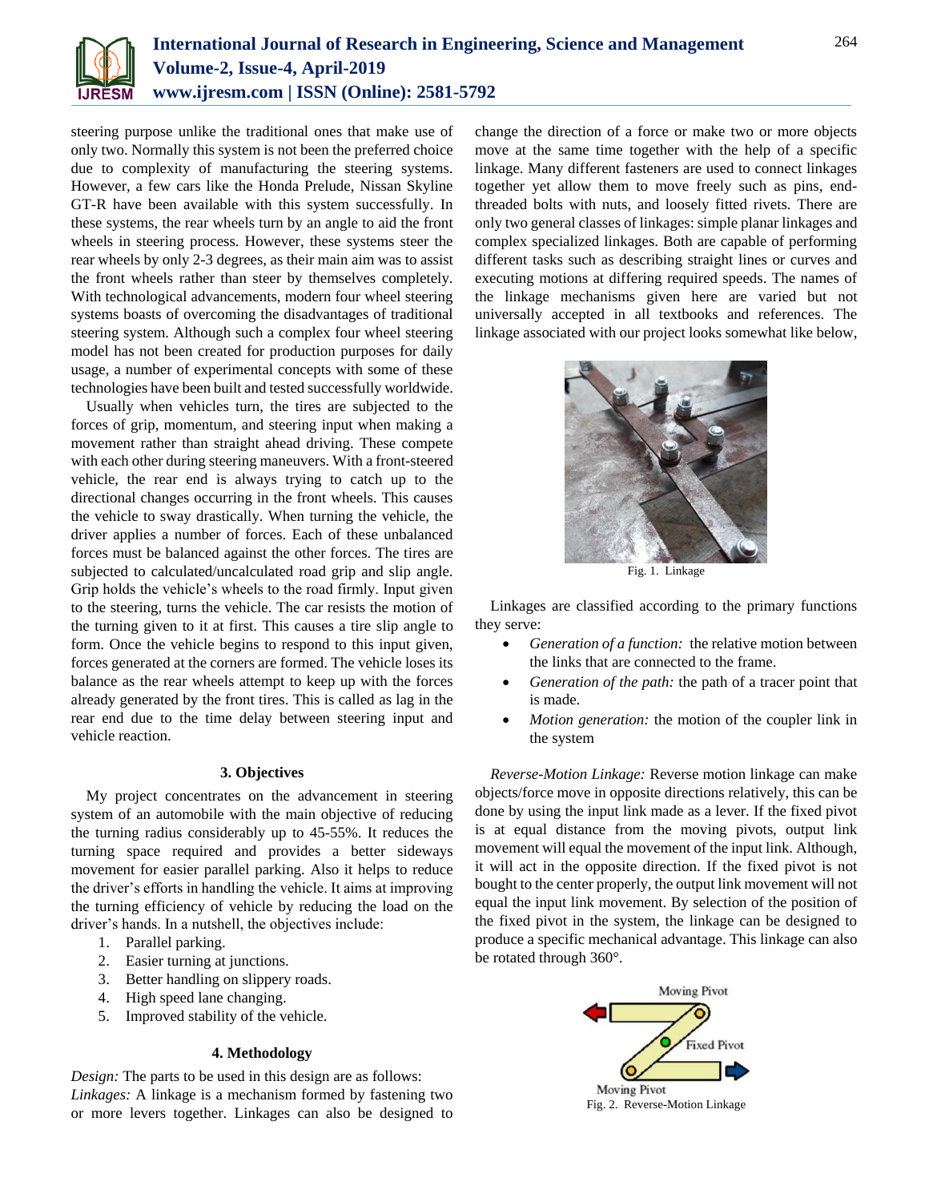steering purpose unlike the traditional ones that make use of only two. Normally this system is not been the preferred choice due to complexity of manufacturing the steering systems. However, a few cars like the Honda Prelude, Nissan Skyline GT-R have been available with this system successfully. In these systems, the rear wheels turn by an angle to aid the front wheels in steering process. However, these systems steer the rear wheels by only 2-3 degrees, as their main aim was to assist the front wheels rather than steer by themselves completely. With technological advancements, modern four wheel steering systems boasts of overcoming the disadvantages of traditional steering system. Although such a complex four wheel steering model has not been created for production purposes for daily usage, a number of experimental concepts with some of these technologies have been built and tested successfully worldwide.

Usually when vehicles turn, the tires are subjected to the forces of grip, momentum, and steering input when making a movement rather than straight ahead driving. These compete with each other during steering maneuvers. With a front-steered vehicle, the rear end is always trying to catch up to the directional changes occurring in the front wheels. This causes the vehicle to sway drastically. When turning the vehicle, the driver applies a number of forces. Each of these unbalanced forces must be balanced against the other forces. The tires are subjected to calculated/uncalculated road grip and slip angle. Grip holds the vehicle's wheels to the road firmly. Input given to the steering, turns the vehicle. The car resists the motion of the turning given to it at first. This causes a tire slip angle to form. Once the vehicle begins to respond to this input given, forces generated at the corners are formed. The vehicle loses its balance as the rear wheels attempt to keep up with the forces already generated by the front tires. This is called as lag in the rear end due to the time delay between steering input and vehicle reaction.

### 3. Objectives

My project concentrates on the advancement in steering system of an automobile with the main objective of reducing the turning radius considerably up to 45-55%. It reduces the turning space required and provides a better sideways movement for easier parallel parking. Also it helps to reduce the driver's efforts in handling the vehicle. It aims at improving the turning efficiency of vehicle by reducing the load on the driver's hands. In a nutshell, the objectives include:

1. Parallel parking.
2. Easier turning at junctions.
3. Better handling on slippery roads.
4. High speed lane changing.
5. Improved stability of the vehicle.

### 4. Methodology

*Design:* The parts to be used in this design are as follows:

*Linkages:* A linkage is a mechanism formed by fastening two or more levers together. Linkages can also be designed to change the direction of a force or make two or more objects move at the same time together with the help of a specific linkage. Many different fasteners are used to connect linkages together yet allow them to move freely such as pins, end-threaded bolts with nuts, and loosely fitted rivets. There are only two general classes of linkages: simple planar linkages and complex specialized linkages. Both are capable of performing different tasks such as describing straight lines or curves and executing motions at differing required speeds. The names of the linkage mechanisms given here are varied but not universally accepted in all textbooks and references. The linkage associated with our project looks somewhat like below,

Fig. 1. Linkage

Linkages are classified according to the primary functions they serve:

- *Generation of a function:* the relative motion between the links that are connected to the frame.
- *Generation of the path:* the path of a tracer point that is made.
- *Motion generation:* the motion of the coupler link in the system

*Reverse-Motion Linkage:* Reverse motion linkage can make objects/force move in opposite directions relatively, this can be done by using the input link made as a lever. If the fixed pivot is at equal distance from the moving pivots, output link movement will equal the movement of the input link. Although, it will act in the opposite direction. If the fixed pivot is not bought to the center properly, the output link movement will not equal the input link movement. By selection of the position of the fixed pivot in the system, the linkage can be designed to produce a specific mechanical advantage. This linkage can also be rotated through 360°.

Fig. 2. Reverse-Motion Linkage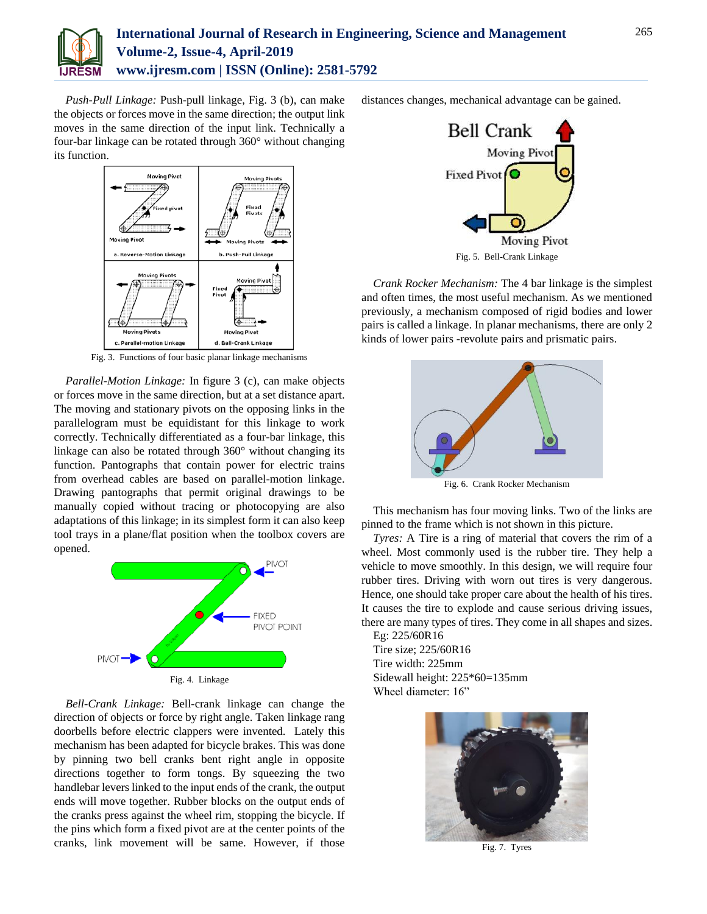*Push-Pull Linkage:* Push-pull linkage, Fig. 3 (b), can make the objects or forces move in the same direction; the output link moves in the same direction of the input link. Technically a four-bar linkage can be rotated through 360° without changing its function.

Fig. 3. Functions of four basic planar linkage mechanisms

*Parallel-Motion Linkage:* In figure 3 (c), can make objects or forces move in the same direction, but at a set distance apart. The moving and stationary pivots on the opposing links in the parallelogram must be equidistant for this linkage to work correctly. Technically differentiated as a four-bar linkage, this linkage can also be rotated through 360° without changing its function. Pantographs that contain power for electric trains from overhead cables are based on parallel-motion linkage. Drawing pantographs that permit original drawings to be manually copied without tracing or photocopying are also adaptations of this linkage; in its simplest form it can also keep tool trays in a plane/flat position when the toolbox covers are opened.

Fig. 4. Linkage

*Bell-Crank Linkage:* Bell-crank linkage can change the direction of objects or force by right angle. Taken linkage rang doorbells before electric clappers were invented. Lately this mechanism has been adapted for bicycle brakes. This was done by pinning two bell cranks bent right angle in opposite directions together to form tongs. By squeezing the two handlebar levers linked to the input ends of the crank, the output ends will move together. Rubber blocks on the output ends of the cranks press against the wheel rim, stopping the bicycle. If the pins which form a fixed pivot are at the center points of the cranks, link movement will be same. However, if those distances changes, mechanical advantage can be gained.

Fig. 5. Bell-Crank Linkage

*Crank Rocker Mechanism:* The 4 bar linkage is the simplest and often times, the most useful mechanism. As we mentioned previously, a mechanism composed of rigid bodies and lower pairs is called a linkage. In planar mechanisms, there are only 2 kinds of lower pairs -revolute pairs and prismatic pairs.

Fig. 6. Crank Rocker Mechanism

This mechanism has four moving links. Two of the links are pinned to the frame which is not shown in this picture.

*Tyres:* A Tire is a ring of material that covers the rim of a wheel. Most commonly used is the rubber tire. They help a vehicle to move smoothly. In this design, we will require four rubber tires. Driving with worn out tires is very dangerous. Hence, one should take proper care about the health of his tires. It causes the tire to explode and cause serious driving issues, there are many types of tires. They come in all shapes and sizes.

Eg: 225/60R16
Tire size; 225/60R16
Tire width: 225mm
Sidewall height: 225*60=135mm
Wheel diameter: 16"

Fig. 7. Tyres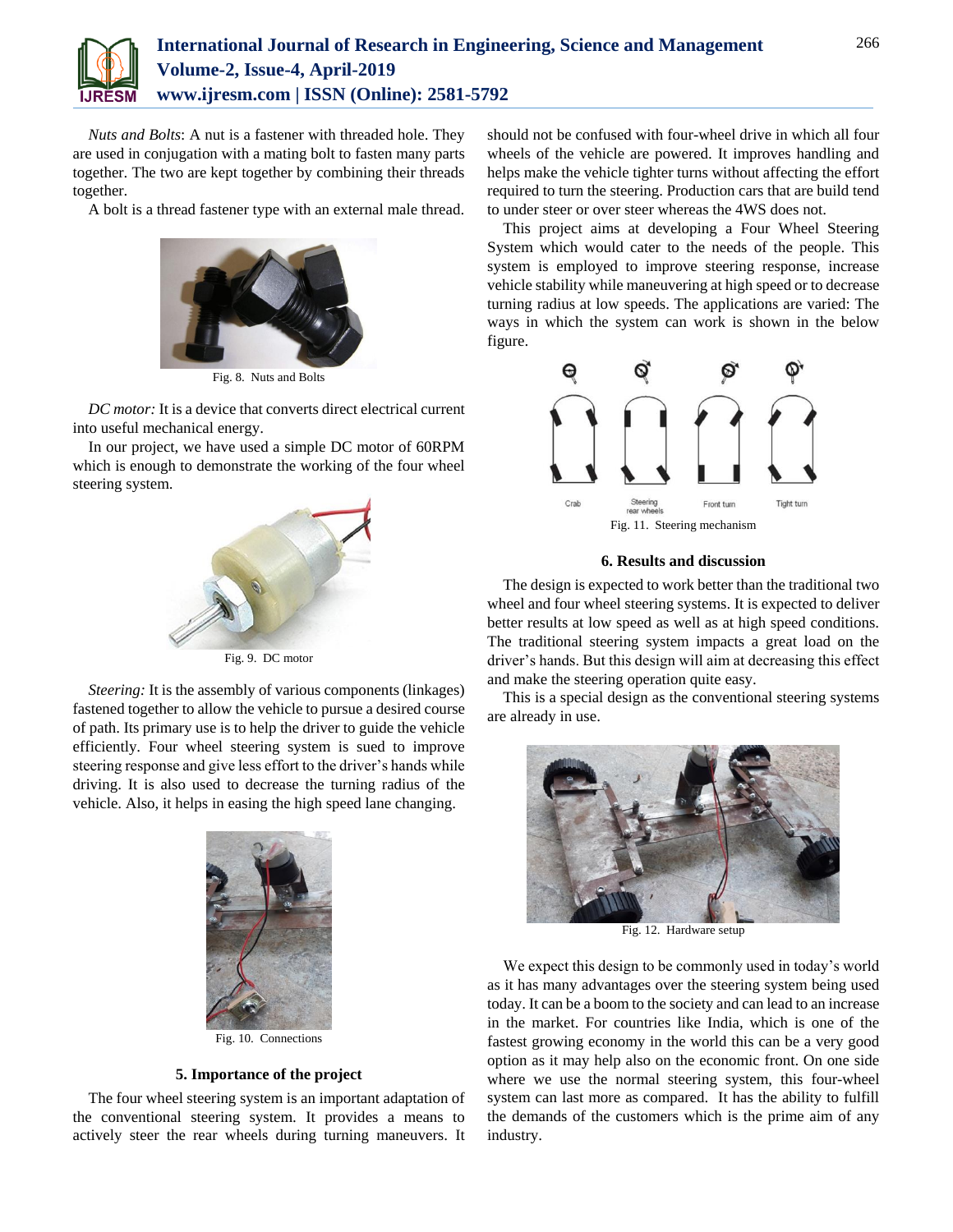*Nuts and Bolts*: A nut is a fastener with threaded hole. They are used in conjugation with a mating bolt to fasten many parts together. The two are kept together by combining their threads together.

A bolt is a thread fastener type with an external male thread.

Fig. 8. Nuts and Bolts

*DC motor:* It is a device that converts direct electrical current into useful mechanical energy.

In our project, we have used a simple DC motor of 60RPM which is enough to demonstrate the working of the four wheel steering system.

Fig. 9. DC motor

*Steering:* It is the assembly of various components (linkages) fastened together to allow the vehicle to pursue a desired course of path. Its primary use is to help the driver to guide the vehicle efficiently. Four wheel steering system is sued to improve steering response and give less effort to the driver's hands while driving. It is also used to decrease the turning radius of the vehicle. Also, it helps in easing the high speed lane changing.

Fig. 10. Connections

## 5. Importance of the project

The four wheel steering system is an important adaptation of the conventional steering system. It provides a means to actively steer the rear wheels during turning maneuvers. It should not be confused with four-wheel drive in which all four wheels of the vehicle are powered. It improves handling and helps make the vehicle tighter turns without affecting the effort required to turn the steering. Production cars that are build tend to under steer or over steer whereas the 4WS does not.

This project aims at developing a Four Wheel Steering System which would cater to the needs of the people. This system is employed to improve steering response, increase vehicle stability while maneuvering at high speed or to decrease turning radius at low speeds. The applications are varied: The ways in which the system can work is shown in the below figure.

Fig. 11. Steering mechanism

## 6. Results and discussion

The design is expected to work better than the traditional two wheel and four wheel steering systems. It is expected to deliver better results at low speed as well as at high speed conditions. The traditional steering system impacts a great load on the driver's hands. But this design will aim at decreasing this effect and make the steering operation quite easy.

This is a special design as the conventional steering systems are already in use.

Fig. 12. Hardware setup

We expect this design to be commonly used in today's world as it has many advantages over the steering system being used today. It can be a boom to the society and can lead to an increase in the market. For countries like India, which is one of the fastest growing economy in the world this can be a very good option as it may help also on the economic front. On one side where we use the normal steering system, this four-wheel system can last more as compared. It has the ability to fulfill the demands of the customers which is the prime aim of any industry.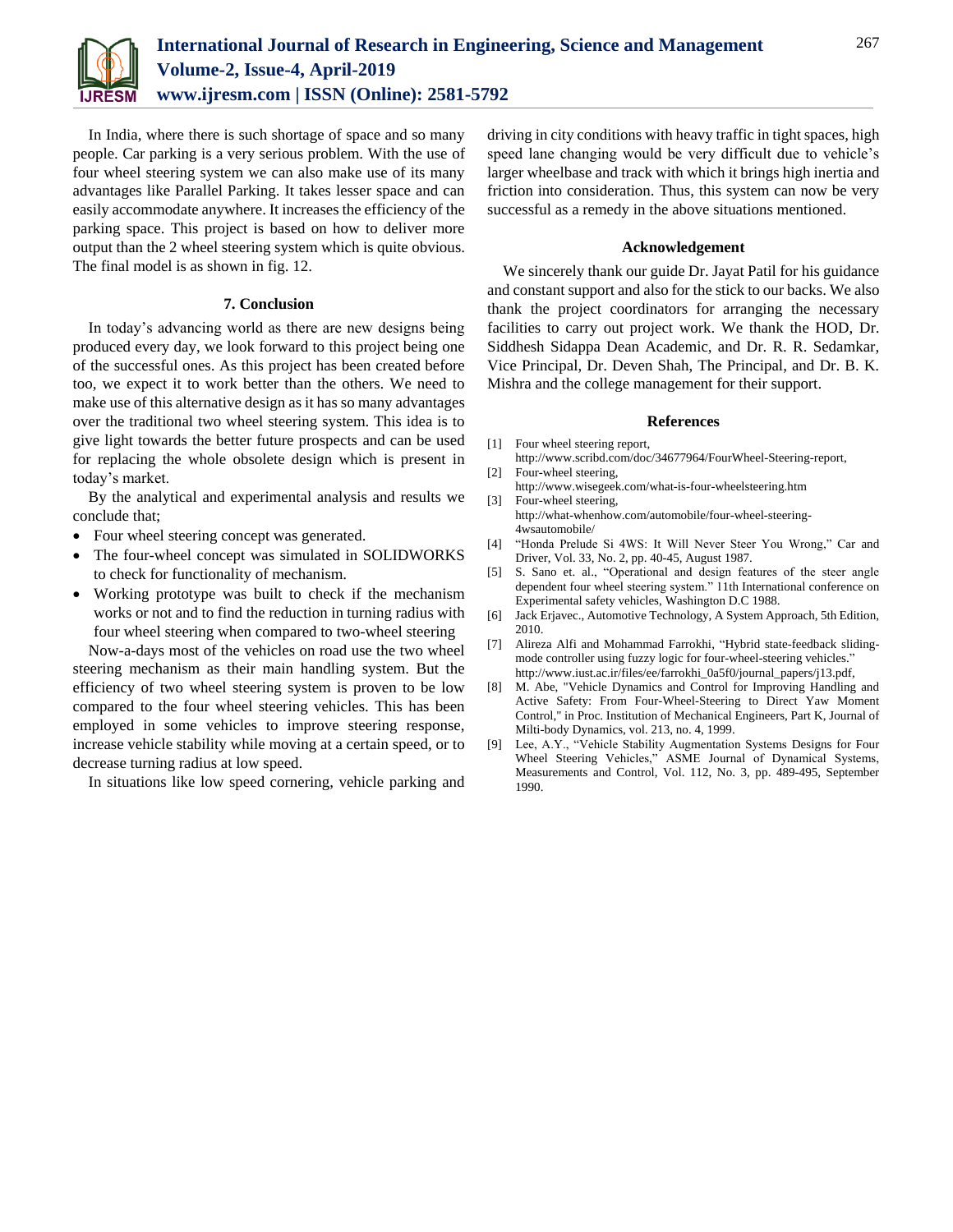In India, where there is such shortage of space and so many people. Car parking is a very serious problem. With the use of four wheel steering system we can also make use of its many advantages like Parallel Parking. It takes lesser space and can easily accommodate anywhere. It increases the efficiency of the parking space. This project is based on how to deliver more output than the 2 wheel steering system which is quite obvious. The final model is as shown in fig. 12.

## 7. Conclusion

In today's advancing world as there are new designs being produced every day, we look forward to this project being one of the successful ones. As this project has been created before too, we expect it to work better than the others. We need to make use of this alternative design as it has so many advantages over the traditional two wheel steering system. This idea is to give light towards the better future prospects and can be used for replacing the whole obsolete design which is present in today's market.

By the analytical and experimental analysis and results we conclude that;

- Four wheel steering concept was generated.
- The four-wheel concept was simulated in SOLIDWORKS to check for functionality of mechanism.
- Working prototype was built to check if the mechanism works or not and to find the reduction in turning radius with four wheel steering when compared to two-wheel steering

Now-a-days most of the vehicles on road use the two wheel steering mechanism as their main handling system. But the efficiency of two wheel steering system is proven to be low compared to the four wheel steering vehicles. This has been employed in some vehicles to improve steering response, increase vehicle stability while moving at a certain speed, or to decrease turning radius at low speed.

In situations like low speed cornering, vehicle parking and driving in city conditions with heavy traffic in tight spaces, high speed lane changing would be very difficult due to vehicle's larger wheelbase and track with which it brings high inertia and friction into consideration. Thus, this system can now be very successful as a remedy in the above situations mentioned.

## Acknowledgement

We sincerely thank our guide Dr. Jayat Patil for his guidance and constant support and also for the stick to our backs. We also thank the project coordinators for arranging the necessary facilities to carry out project work. We thank the HOD, Dr. Siddhesh Sidappa Dean Academic, and Dr. R. R. Sedamkar, Vice Principal, Dr. Deven Shah, The Principal, and Dr. B. K. Mishra and the college management for their support.

## References

[1] Four wheel steering report, http://www.scribd.com/doc/34677964/FourWheel-Steering-report,

[2] Four-wheel steering, http://www.wisegeek.com/what-is-four-wheelsteering.htm

[3] Four-wheel steering, http://what-whenhow.com/automobile/four-wheel-steering-4wsautomobile/

[4] "Honda Prelude Si 4WS: It Will Never Steer You Wrong," Car and Driver, Vol. 33, No. 2, pp. 40-45, August 1987.

[5] S. Sano et. al., "Operational and design features of the steer angle dependent four wheel steering system." 11th International conference on Experimental safety vehicles, Washington D.C 1988.

[6] Jack Erjavec., Automotive Technology, A System Approach, 5th Edition, 2010.

[7] Alireza Alfi and Mohammad Farrokhi, "Hybrid state-feedback sliding-mode controller using fuzzy logic for four-wheel-steering vehicles." http://www.iust.ac.ir/files/ee/farrokhi_0a5f0/journal_papers/j13.pdf,

[8] M. Abe, "Vehicle Dynamics and Control for Improving Handling and Active Safety: From Four-Wheel-Steering to Direct Yaw Moment Control," in Proc. Institution of Mechanical Engineers, Part K, Journal of Milti-body Dynamics, vol. 213, no. 4, 1999.

[9] Lee, A.Y., "Vehicle Stability Augmentation Systems Designs for Four Wheel Steering Vehicles," ASME Journal of Dynamical Systems, Measurements and Control, Vol. 112, No. 3, pp. 489-495, September 1990.